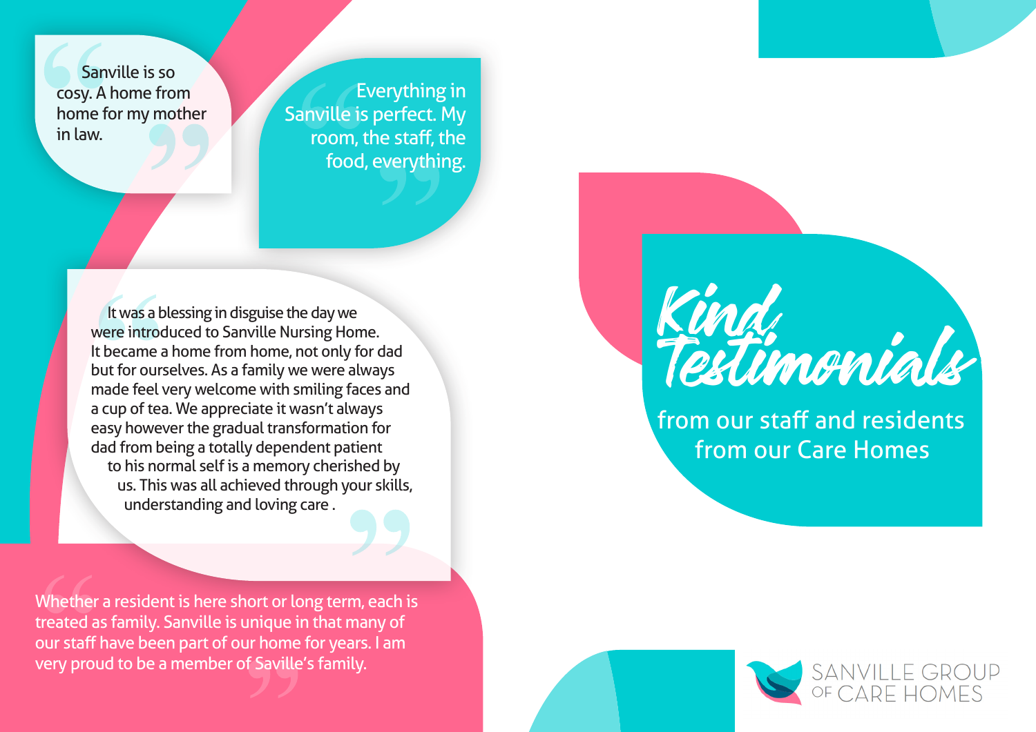# Kind Testimonials

from our staff and residents from our Care Homes

> Sanville is so cosy. A home from home for my mother in law.

> Everything in Sanville is perfect. My room, the staff, the food, everything.

> It was a blessing in disguise the day we were introduced to Sanville Nursing Home. It became a home from home, not only for dad but for ourselves. As a family we were always made feel very welcome with smiling faces and a cup of tea. We appreciate it wasn't always easy however the gradual transformation for dad from being a totally dependent patient to his normal self is a memory cherished by us. This was all achieved through your skills, understanding and loving care .

> Whether a resident is here short or long term, each is treated as family. Sanville is unique in that many of our staff have been part of our home for years. I am very proud to be a member of Saville's family.

SANVILLE GROUP OF CARE HOMES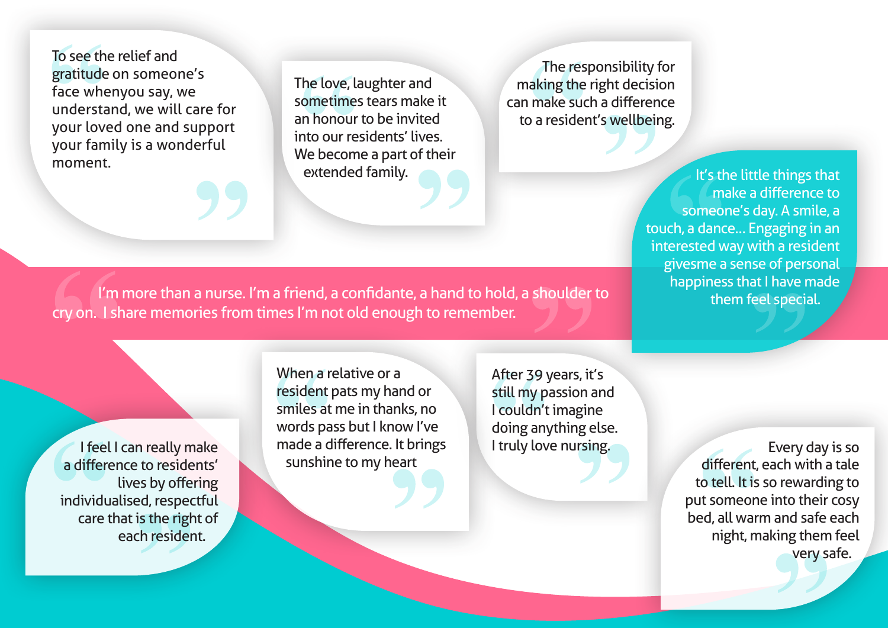> To see the relief and gratitude on someone's face whenyou say, we understand, we will care for your loved one and support your family is a wonderful moment.

> The love, laughter and sometimes tears make it an honour to be invited into our residents' lives. We become a part of their extended family.

> The responsibility for making the right decision can make such a difference to a resident's wellbeing.

> It's the little things that make a difference to someone's day. A smile, a touch, a dance... Engaging in an interested way with a resident givesme a sense of personal happiness that I have made them feel special.

> I'm more than a nurse. I'm a friend, a confidante, a hand to hold, a shoulder to cry on. I share memories from times I'm not old enough to remember.

> When a relative or a resident pats my hand or smiles at me in thanks, no words pass but I know I've made a difference. It brings sunshine to my heart

> After 39 years, it's still my passion and I couldn't imagine doing anything else. I truly love nursing.

> I feel I can really make a difference to residents' lives by offering individualised, respectful care that is the right of each resident.

> Every day is so different, each with a tale to tell. It is so rewarding to put someone into their cosy bed, all warm and safe each night, making them feel very safe.